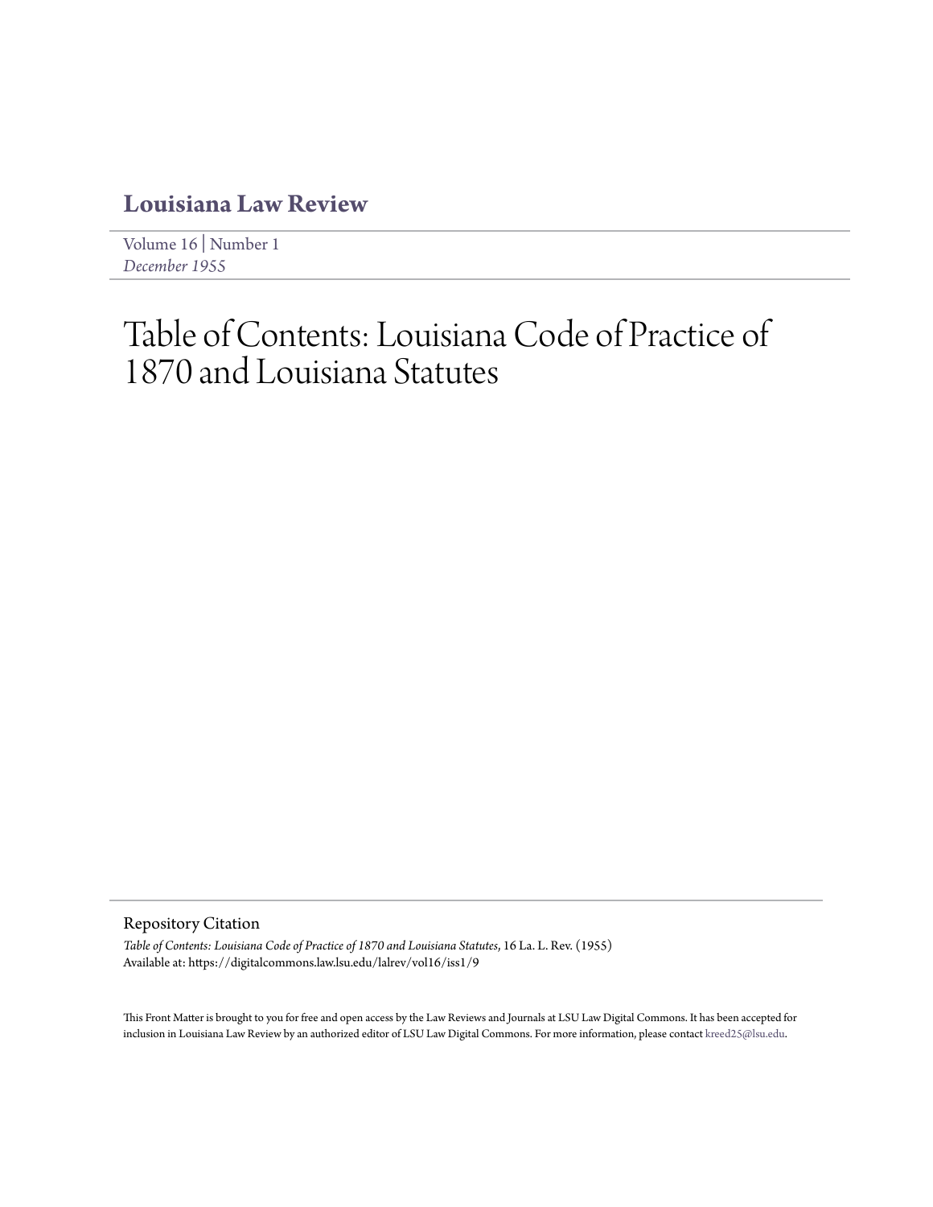# Louisiana Law Review

Volume 16 | Number 1
*December 1955*

# Table of Contents: Louisiana Code of Practice of 1870 and Louisiana Statutes

## Repository Citation

*Table of Contents: Louisiana Code of Practice of 1870 and Louisiana Statutes*, 16 La. L. Rev. (1955)
Available at: https://digitalcommons.law.lsu.edu/lalrev/vol16/iss1/9

This Front Matter is brought to you for free and open access by the Law Reviews and Journals at LSU Law Digital Commons. It has been accepted for inclusion in Louisiana Law Review by an authorized editor of LSU Law Digital Commons. For more information, please contact kreed25@lsu.edu.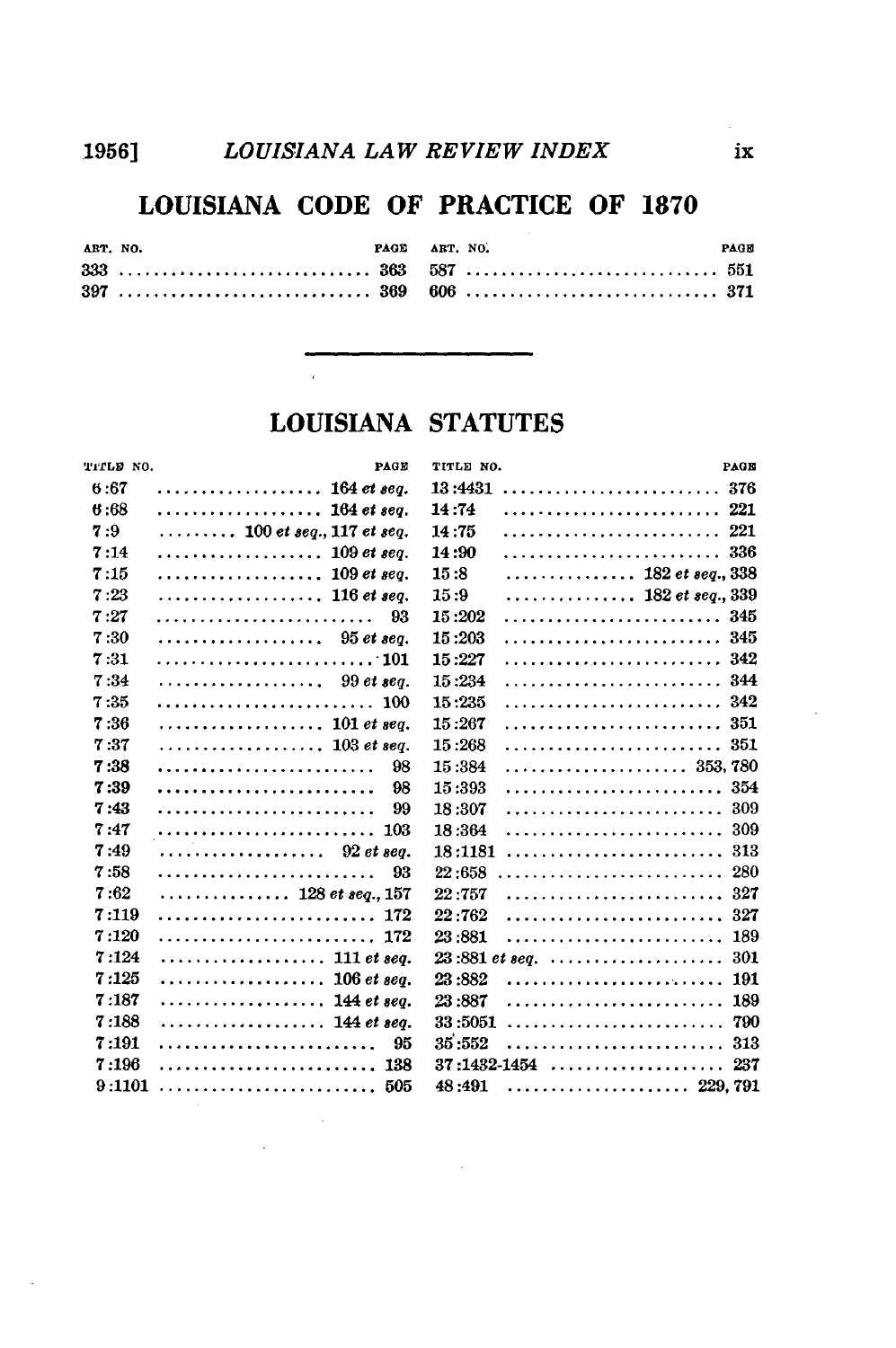# LOUISIANA CODE OF PRACTICE OF 1870

| ART. NO. | PAGE | ART. NO. | PAGE |
|---|---|---|---|
| 333 | 363 | 587 | 551 |
| 397 | 369 | 606 | 371 |

# LOUISIANA STATUTES

| TITLE NO. | PAGE | TITLE NO. | PAGE |
|---|---|---|---|
| 6:67 | 164 *et seq.* | 13:4431 | 376 |
| 6:68 | 164 *et seq.* | 14:74 | 221 |
| 7:9 | 100 *et seq.*, 117 *et seq.* | 14:75 | 221 |
| 7:14 | 109 *et seq.* | 14:90 | 336 |
| 7:15 | 109 *et seq.* | 15:8 | 182 *et seq.*, 338 |
| 7:23 | 116 *et seq.* | 15:9 | 182 *et seq.*, 339 |
| 7:27 | 93 | 15:202 | 345 |
| 7:30 | 95 *et seq.* | 15:203 | 345 |
| 7:31 | 101 | 15:227 | 342 |
| 7:34 | 99 *et seq.* | 15:234 | 344 |
| 7:35 | 100 | 15:235 | 342 |
| 7:36 | 101 *et seq.* | 15:267 | 351 |
| 7:37 | 103 *et seq.* | 15:268 | 351 |
| 7:38 | 98 | 15:384 | 353, 780 |
| 7:39 | 98 | 15:393 | 354 |
| 7:43 | 99 | 18:307 | 309 |
| 7:47 | 103 | 18:364 | 309 |
| 7:49 | 92 *et seq.* | 18:1181 | 313 |
| 7:58 | 93 | 22:658 | 280 |
| 7:62 | 128 *et seq.*, 157 | 22:757 | 327 |
| 7:119 | 172 | 22:762 | 327 |
| 7:120 | 172 | 23:881 | 189 |
| 7:124 | 111 *et seq.* | 23:881 *et seq.* | 301 |
| 7:125 | 106 *et seq.* | 23:882 | 191 |
| 7:187 | 144 *et seq.* | 23:887 | 189 |
| 7:188 | 144 *et seq.* | 33:5051 | 790 |
| 7:191 | 95 | 35:552 | 313 |
| 7:196 | 138 | 37:1432-1454 | 237 |
| 9:1101 | 505 | 48:491 | 229, 791 |